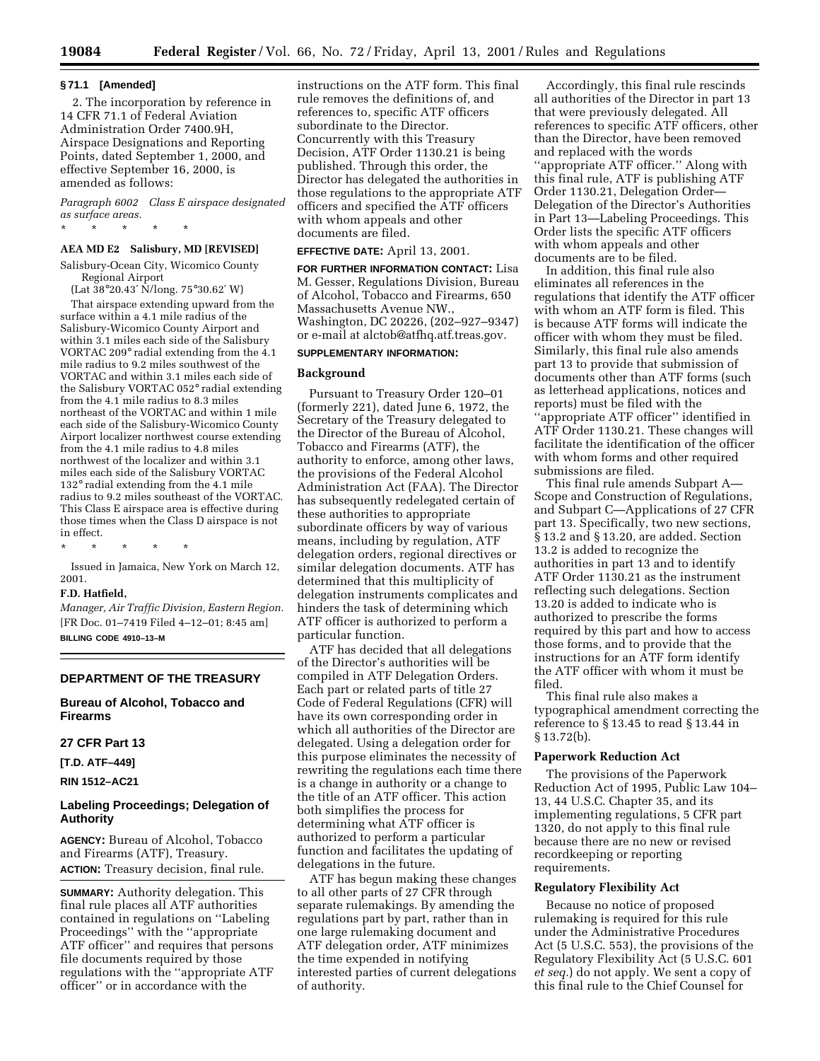## § 71.1 [Amended]

2. The incorporation by reference in 14 CFR 71.1 of Federal Aviation Administration Order 7400.9H, Airspace Designations and Reporting Points, dated September 1, 2000, and effective September 16, 2000, is amended as follows:

*Paragraph 6002 Class E airspace designated as surface areas.*

\* \* \* \* \*

### AEA MD E2 Salisbury, MD [REVISED]

Salisbury-Ocean City, Wicomico County Regional Airport

(Lat 38°20.43′ N/long. 75°30.62′ W)

That airspace extending upward from the surface within a 4.1 mile radius of the Salisbury-Wicomico County Airport and within 3.1 miles each side of the Salisbury VORTAC 209° radial extending from the 4.1 mile radius to 9.2 miles southwest of the VORTAC and within 3.1 miles each side of the Salisbury VORTAC 052° radial extending from the 4.1 mile radius to 8.3 miles northeast of the VORTAC and within 1 mile each side of the Salisbury-Wicomico County Airport localizer northwest course extending from the 4.1 mile radius to 4.8 miles northwest of the localizer and within 3.1 miles each side of the Salisbury VORTAC 132° radial extending from the 4.1 mile radius to 9.2 miles southeast of the VORTAC. This Class E airspace area is effective during those times when the Class D airspace is not in effect.

\* \* \* \* \*

Issued in Jamaica, New York on March 12, 2001.

**F.D. Hatfield,**

*Manager, Air Traffic Division, Eastern Region.*

[FR Doc. 01–7419 Filed 4–12–01; 8:45 am]

**BILLING CODE 4910–13–M**

## DEPARTMENT OF THE TREASURY

## Bureau of Alcohol, Tobacco and Firearms

## 27 CFR Part 13

**[T.D. ATF–449]**

**RIN 1512–AC21**

## Labeling Proceedings; Delegation of Authority

**AGENCY:** Bureau of Alcohol, Tobacco and Firearms (ATF), Treasury.

**ACTION:** Treasury decision, final rule.

**SUMMARY:** Authority delegation. This final rule places all ATF authorities contained in regulations on ''Labeling Proceedings'' with the ''appropriate ATF officer'' and requires that persons file documents required by those regulations with the ''appropriate ATF officer'' or in accordance with the instructions on the ATF form. This final rule removes the definitions of, and references to, specific ATF officers subordinate to the Director. Concurrently with this Treasury Decision, ATF Order 1130.21 is being published. Through this order, the Director has delegated the authorities in those regulations to the appropriate ATF officers and specified the ATF officers with whom appeals and other documents are filed.

**EFFECTIVE DATE:** April 13, 2001.

**FOR FURTHER INFORMATION CONTACT:** Lisa M. Gesser, Regulations Division, Bureau of Alcohol, Tobacco and Firearms, 650 Massachusetts Avenue NW., Washington, DC 20226, (202–927–9347) or e-mail at alctob@atfhq.atf.treas.gov.

**SUPPLEMENTARY INFORMATION:**

### Background

Pursuant to Treasury Order 120–01 (formerly 221), dated June 6, 1972, the Secretary of the Treasury delegated to the Director of the Bureau of Alcohol, Tobacco and Firearms (ATF), the authority to enforce, among other laws, the provisions of the Federal Alcohol Administration Act (FAA). The Director has subsequently redelegated certain of these authorities to appropriate subordinate officers by way of various means, including by regulation, ATF delegation orders, regional directives or similar delegation documents. ATF has determined that this multiplicity of delegation instruments complicates and hinders the task of determining which ATF officer is authorized to perform a particular function.

ATF has decided that all delegations of the Director's authorities will be compiled in ATF Delegation Orders. Each part or related parts of title 27 Code of Federal Regulations (CFR) will have its own corresponding order in which all authorities of the Director are delegated. Using a delegation order for this purpose eliminates the necessity of rewriting the regulations each time there is a change in authority or a change to the title of an ATF officer. This action both simplifies the process for determining what ATF officer is authorized to perform a particular function and facilitates the updating of delegations in the future.

ATF has begun making these changes to all other parts of 27 CFR through separate rulemakings. By amending the regulations part by part, rather than in one large rulemaking document and ATF delegation order, ATF minimizes the time expended in notifying interested parties of current delegations of authority.

Accordingly, this final rule rescinds all authorities of the Director in part 13 that were previously delegated. All references to specific ATF officers, other than the Director, have been removed and replaced with the words ''appropriate ATF officer.'' Along with this final rule, ATF is publishing ATF Order 1130.21, Delegation Order—Delegation of the Director's Authorities in Part 13—Labeling Proceedings. This Order lists the specific ATF officers with whom appeals and other documents are to be filed.

In addition, this final rule also eliminates all references in the regulations that identify the ATF officer with whom an ATF form is filed. This is because ATF forms will indicate the officer with whom they must be filed. Similarly, this final rule also amends part 13 to provide that submission of documents other than ATF forms (such as letterhead applications, notices and reports) must be filed with the ''appropriate ATF officer'' identified in ATF Order 1130.21. These changes will facilitate the identification of the officer with whom forms and other required submissions are filed.

This final rule amends Subpart A—Scope and Construction of Regulations, and Subpart C—Applications of 27 CFR part 13. Specifically, two new sections, § 13.2 and § 13.20, are added. Section 13.2 is added to recognize the authorities in part 13 and to identify ATF Order 1130.21 as the instrument reflecting such delegations. Section 13.20 is added to indicate who is authorized to prescribe the forms required by this part and how to access those forms, and to provide that the instructions for an ATF form identify the ATF officer with whom it must be filed.

This final rule also makes a typographical amendment correcting the reference to § 13.45 to read § 13.44 in § 13.72(b).

### Paperwork Reduction Act

The provisions of the Paperwork Reduction Act of 1995, Public Law 104–13, 44 U.S.C. Chapter 35, and its implementing regulations, 5 CFR part 1320, do not apply to this final rule because there are no new or revised recordkeeping or reporting requirements.

### Regulatory Flexibility Act

Because no notice of proposed rulemaking is required for this rule under the Administrative Procedures Act (5 U.S.C. 553), the provisions of the Regulatory Flexibility Act (5 U.S.C. 601 *et seq.*) do not apply. We sent a copy of this final rule to the Chief Counsel for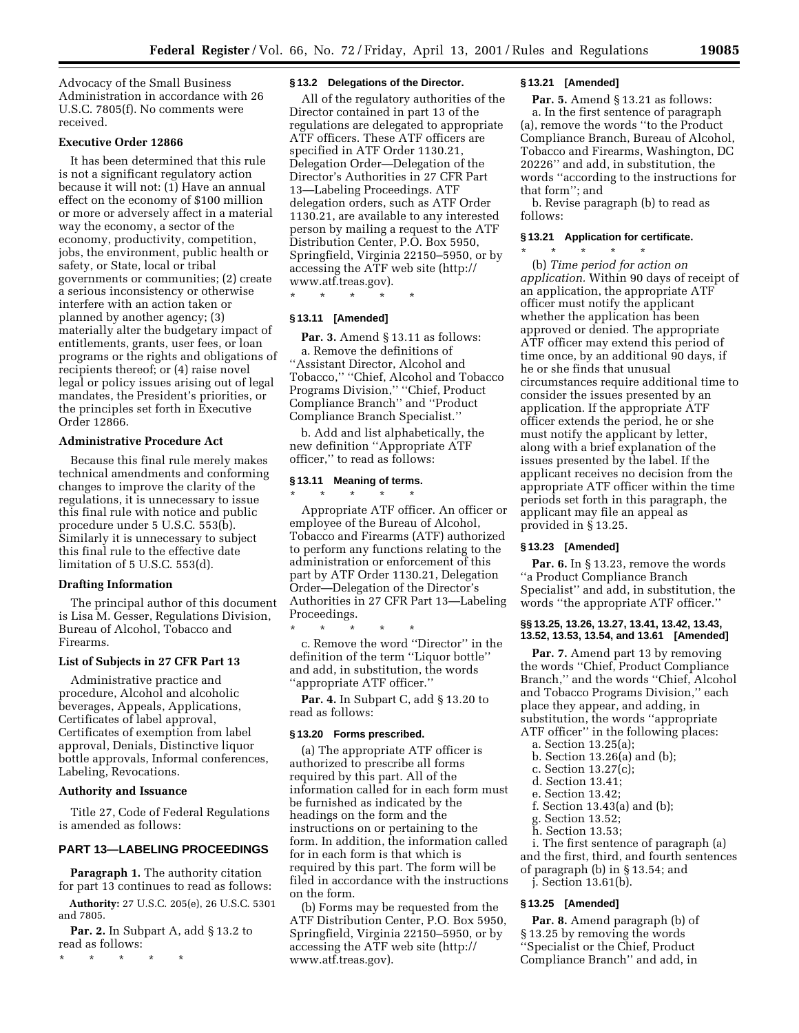Advocacy of the Small Business Administration in accordance with 26 U.S.C. 7805(f). No comments were received.

**Executive Order 12866**

It has been determined that this rule is not a significant regulatory action because it will not: (1) Have an annual effect on the economy of $100 million or more or adversely affect in a material way the economy, a sector of the economy, productivity, competition, jobs, the environment, public health or safety, or State, local or tribal governments or communities; (2) create a serious inconsistency or otherwise interfere with an action taken or planned by another agency; (3) materially alter the budgetary impact of entitlements, grants, user fees, or loan programs or the rights and obligations of recipients thereof; or (4) raise novel legal or policy issues arising out of legal mandates, the President's priorities, or the principles set forth in Executive Order 12866.

**Administrative Procedure Act**

Because this final rule merely makes technical amendments and conforming changes to improve the clarity of the regulations, it is unnecessary to issue this final rule with notice and public procedure under 5 U.S.C. 553(b). Similarly it is unnecessary to subject this final rule to the effective date limitation of 5 U.S.C. 553(d).

**Drafting Information**

The principal author of this document is Lisa M. Gesser, Regulations Division, Bureau of Alcohol, Tobacco and Firearms.

**List of Subjects in 27 CFR Part 13**

Administrative practice and procedure, Alcohol and alcoholic beverages, Appeals, Applications, Certificates of label approval, Certificates of exemption from label approval, Denials, Distinctive liquor bottle approvals, Informal conferences, Labeling, Revocations.

**Authority and Issuance**

Title 27, Code of Federal Regulations is amended as follows:

## PART 13—LABELING PROCEEDINGS

**Paragraph 1.** The authority citation for part 13 continues to read as follows:

**Authority:** 27 U.S.C. 205(e), 26 U.S.C. 5301 and 7805.

**Par. 2.** In Subpart A, add § 13.2 to read as follows:

\* \* \* \* \*

### § 13.2 Delegations of the Director.

All of the regulatory authorities of the Director contained in part 13 of the regulations are delegated to appropriate ATF officers. These ATF officers are specified in ATF Order 1130.21, Delegation Order—Delegation of the Director's Authorities in 27 CFR Part 13—Labeling Proceedings. ATF delegation orders, such as ATF Order 1130.21, are available to any interested person by mailing a request to the ATF Distribution Center, P.O. Box 5950, Springfield, Virginia 22150–5950, or by accessing the ATF web site (http://www.atf.treas.gov).

\* \* \* \* \*

### § 13.11 [Amended]

**Par. 3.** Amend § 13.11 as follows:

a. Remove the definitions of "Assistant Director, Alcohol and Tobacco," "Chief, Alcohol and Tobacco Programs Division," "Chief, Product Compliance Branch" and "Product Compliance Branch Specialist."

b. Add and list alphabetically, the new definition "Appropriate ATF officer," to read as follows:

### § 13.11 Meaning of terms.

\* \* \* \* \*

Appropriate ATF officer. An officer or employee of the Bureau of Alcohol, Tobacco and Firearms (ATF) authorized to perform any functions relating to the administration or enforcement of this part by ATF Order 1130.21, Delegation Order—Delegation of the Director's Authorities in 27 CFR Part 13—Labeling Proceedings.

\* \* \* \* \*

c. Remove the word "Director" in the definition of the term "Liquor bottle" and add, in substitution, the words "appropriate ATF officer."

**Par. 4.** In Subpart C, add § 13.20 to read as follows:

### § 13.20 Forms prescribed.

(a) The appropriate ATF officer is authorized to prescribe all forms required by this part. All of the information called for in each form must be furnished as indicated by the headings on the form and the instructions on or pertaining to the form. In addition, the information called for in each form is that which is required by this part. The form will be filed in accordance with the instructions on the form.

(b) Forms may be requested from the ATF Distribution Center, P.O. Box 5950, Springfield, Virginia 22150–5950, or by accessing the ATF web site (http://www.atf.treas.gov).

### § 13.21 [Amended]

**Par. 5.** Amend § 13.21 as follows:

a. In the first sentence of paragraph (a), remove the words "to the Product Compliance Branch, Bureau of Alcohol, Tobacco and Firearms, Washington, DC 20226" and add, in substitution, the words "according to the instructions for that form"; and

b. Revise paragraph (b) to read as follows:

### § 13.21 Application for certificate.

\* \* \* \* \*

(b) *Time period for action on application.* Within 90 days of receipt of an application, the appropriate ATF officer must notify the applicant whether the application has been approved or denied. The appropriate ATF officer may extend this period of time once, by an additional 90 days, if he or she finds that unusual circumstances require additional time to consider the issues presented by an application. If the appropriate ATF officer extends the period, he or she must notify the applicant by letter, along with a brief explanation of the issues presented by the label. If the applicant receives no decision from the appropriate ATF officer within the time periods set forth in this paragraph, the applicant may file an appeal as provided in § 13.25.

### § 13.23 [Amended]

**Par. 6.** In § 13.23, remove the words "a Product Compliance Branch Specialist" and add, in substitution, the words "the appropriate ATF officer."

### §§ 13.25, 13.26, 13.27, 13.41, 13.42, 13.43, 13.52, 13.53, 13.54, and 13.61 [Amended]

**Par. 7.** Amend part 13 by removing the words "Chief, Product Compliance Branch," and the words "Chief, Alcohol and Tobacco Programs Division," each place they appear, and adding, in substitution, the words "appropriate ATF officer" in the following places:

a. Section 13.25(a);
b. Section 13.26(a) and (b);
c. Section 13.27(c);
d. Section 13.41;
e. Section 13.42;
f. Section 13.43(a) and (b);
g. Section 13.52;
h. Section 13.53;
i. The first sentence of paragraph (a) and the first, third, and fourth sentences of paragraph (b) in § 13.54; and
j. Section 13.61(b).

### § 13.25 [Amended]

**Par. 8.** Amend paragraph (b) of § 13.25 by removing the words "Specialist or the Chief, Product Compliance Branch" and add, in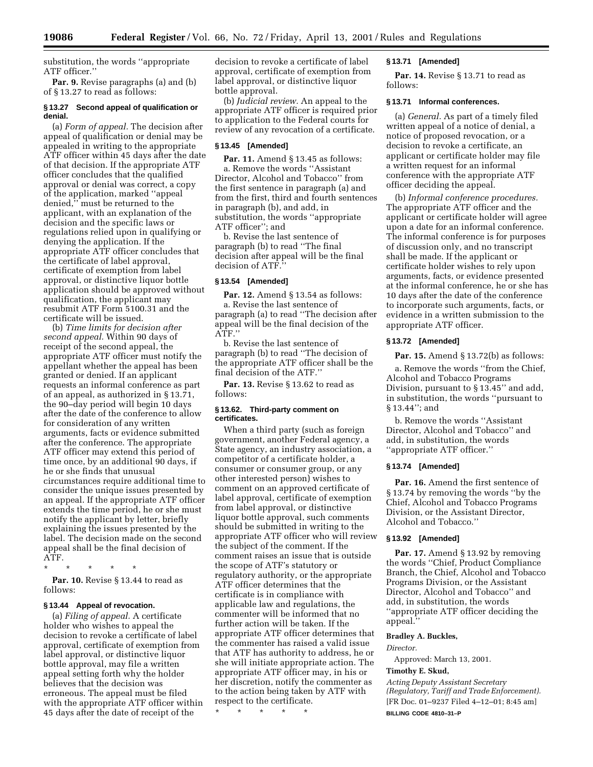substitution, the words ''appropriate ATF officer.''

**Par. 9.** Revise paragraphs (a) and (b) of § 13.27 to read as follows:

#### § 13.27 Second appeal of qualification or denial.

(a) *Form of appeal.* The decision after appeal of qualification or denial may be appealed in writing to the appropriate ATF officer within 45 days after the date of that decision. If the appropriate ATF officer concludes that the qualified approval or denial was correct, a copy of the application, marked ''appeal denied,'' must be returned to the applicant, with an explanation of the decision and the specific laws or regulations relied upon in qualifying or denying the application. If the appropriate ATF officer concludes that the certificate of label approval, certificate of exemption from label approval, or distinctive liquor bottle application should be approved without qualification, the applicant may resubmit ATF Form 5100.31 and the certificate will be issued.

(b) *Time limits for decision after second appeal.* Within 90 days of receipt of the second appeal, the appropriate ATF officer must notify the appellant whether the appeal has been granted or denied. If an applicant requests an informal conference as part of an appeal, as authorized in § 13.71, the 90–day period will begin 10 days after the date of the conference to allow for consideration of any written arguments, facts or evidence submitted after the conference. The appropriate ATF officer may extend this period of time once, by an additional 90 days, if he or she finds that unusual circumstances require additional time to consider the unique issues presented by an appeal. If the appropriate ATF officer extends the time period, he or she must notify the applicant by letter, briefly explaining the issues presented by the label. The decision made on the second appeal shall be the final decision of ATF.

\* \* \* \* \*

**Par. 10.** Revise § 13.44 to read as follows:

#### § 13.44 Appeal of revocation.

(a) *Filing of appeal.* A certificate holder who wishes to appeal the decision to revoke a certificate of label approval, certificate of exemption from label approval, or distinctive liquor bottle approval, may file a written appeal setting forth why the holder believes that the decision was erroneous. The appeal must be filed with the appropriate ATF officer within 45 days after the date of receipt of the decision to revoke a certificate of label approval, certificate of exemption from label approval, or distinctive liquor bottle approval.

(b) *Judicial review.* An appeal to the appropriate ATF officer is required prior to application to the Federal courts for review of any revocation of a certificate.

#### § 13.45 [Amended]

**Par. 11.** Amend § 13.45 as follows:

a. Remove the words ''Assistant Director, Alcohol and Tobacco'' from the first sentence in paragraph (a) and from the first, third and fourth sentences in paragraph (b), and add, in substitution, the words ''appropriate ATF officer''; and

b. Revise the last sentence of paragraph (b) to read ''The final decision after appeal will be the final decision of ATF.''

#### § 13.54 [Amended]

**Par. 12.** Amend § 13.54 as follows:

a. Revise the last sentence of paragraph (a) to read ''The decision after appeal will be the final decision of the ATF.''

b. Revise the last sentence of paragraph (b) to read ''The decision of the appropriate ATF officer shall be the final decision of the ATF.''

**Par. 13.** Revise § 13.62 to read as follows:

#### § 13.62. Third-party comment on certificates.

When a third party (such as foreign government, another Federal agency, a State agency, an industry association, a competitor of a certificate holder, a consumer or consumer group, or any other interested person) wishes to comment on an approved certificate of label approval, certificate of exemption from label approval, or distinctive liquor bottle approval, such comments should be submitted in writing to the appropriate ATF officer who will review the subject of the comment. If the comment raises an issue that is outside the scope of ATF's statutory or regulatory authority, or the appropriate ATF officer determines that the certificate is in compliance with applicable law and regulations, the commenter will be informed that no further action will be taken. If the appropriate ATF officer determines that the commenter has raised a valid issue that ATF has authority to address, he or she will initiate appropriate action. The appropriate ATF officer may, in his or her discretion, notify the commenter as to the action being taken by ATF with respect to the certificate.

\* \* \* \* \*

#### § 13.71 [Amended]

**Par. 14.** Revise § 13.71 to read as follows:

#### § 13.71 Informal conferences.

(a) *General.* As part of a timely filed written appeal of a notice of denial, a notice of proposed revocation, or a decision to revoke a certificate, an applicant or certificate holder may file a written request for an informal conference with the appropriate ATF officer deciding the appeal.

(b) *Informal conference procedures.* The appropriate ATF officer and the applicant or certificate holder will agree upon a date for an informal conference. The informal conference is for purposes of discussion only, and no transcript shall be made. If the applicant or certificate holder wishes to rely upon arguments, facts, or evidence presented at the informal conference, he or she has 10 days after the date of the conference to incorporate such arguments, facts, or evidence in a written submission to the appropriate ATF officer.

#### § 13.72 [Amended]

**Par. 15.** Amend § 13.72(b) as follows:

a. Remove the words ''from the Chief, Alcohol and Tobacco Programs Division, pursuant to § 13.45'' and add, in substitution, the words ''pursuant to § 13.44''; and

b. Remove the words ''Assistant Director, Alcohol and Tobacco'' and add, in substitution, the words ''appropriate ATF officer.''

#### § 13.74 [Amended]

**Par. 16.** Amend the first sentence of § 13.74 by removing the words ''by the Chief, Alcohol and Tobacco Programs Division, or the Assistant Director, Alcohol and Tobacco.''

#### § 13.92 [Amended]

**Par. 17.** Amend § 13.92 by removing the words ''Chief, Product Compliance Branch, the Chief, Alcohol and Tobacco Programs Division, or the Assistant Director, Alcohol and Tobacco'' and add, in substitution, the words ''appropriate ATF officer deciding the appeal.''

**Bradley A. Buckles,**

*Director.*

Approved: March 13, 2001.

**Timothy E. Skud,**

*Acting Deputy Assistant Secretary (Regulatory, Tariff and Trade Enforcement).*

[FR Doc. 01–9237 Filed 4–12–01; 8:45 am]

**BILLING CODE 4810–31–P**